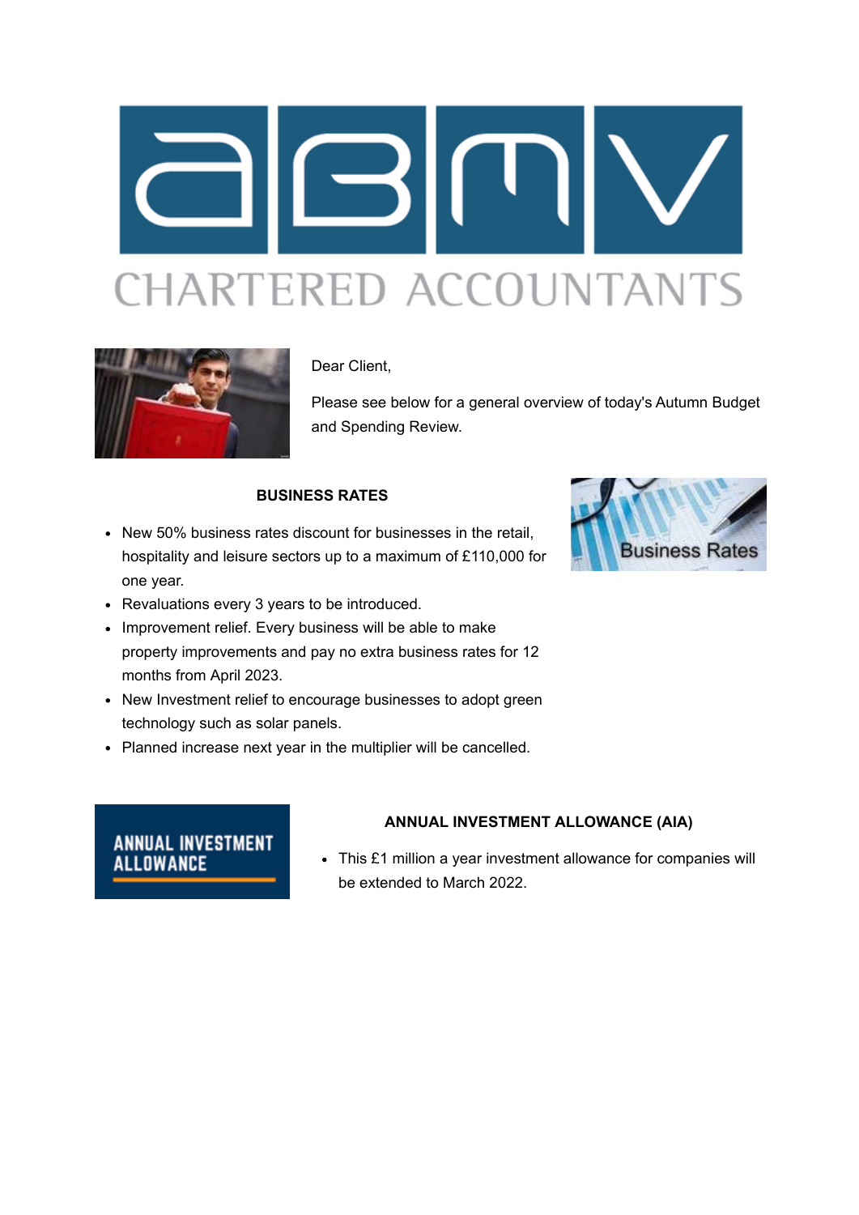Dear Client,

Please see below for a general overview of today's Autumn Budget and Spending Review.

## BUSINESS RATES

- New 50% business rates discount for businesses in the retail, hospitality and leisure sectors up to a maximum of £110,000 for one year.
- Revaluations every 3 years to be introduced.
- Improvement relief. Every business will be able to make property improvements and pay no extra business rates for 12 months from April 2023.
- New Investment relief to encourage businesses to adopt green technology such as solar panels.
- Planned increase next year in the multiplier will be cancelled.

## ANNUAL INVESTMENT ALLOWANCE (AIA)

- This £1 million a year investment allowance for companies will be extended to March 2022.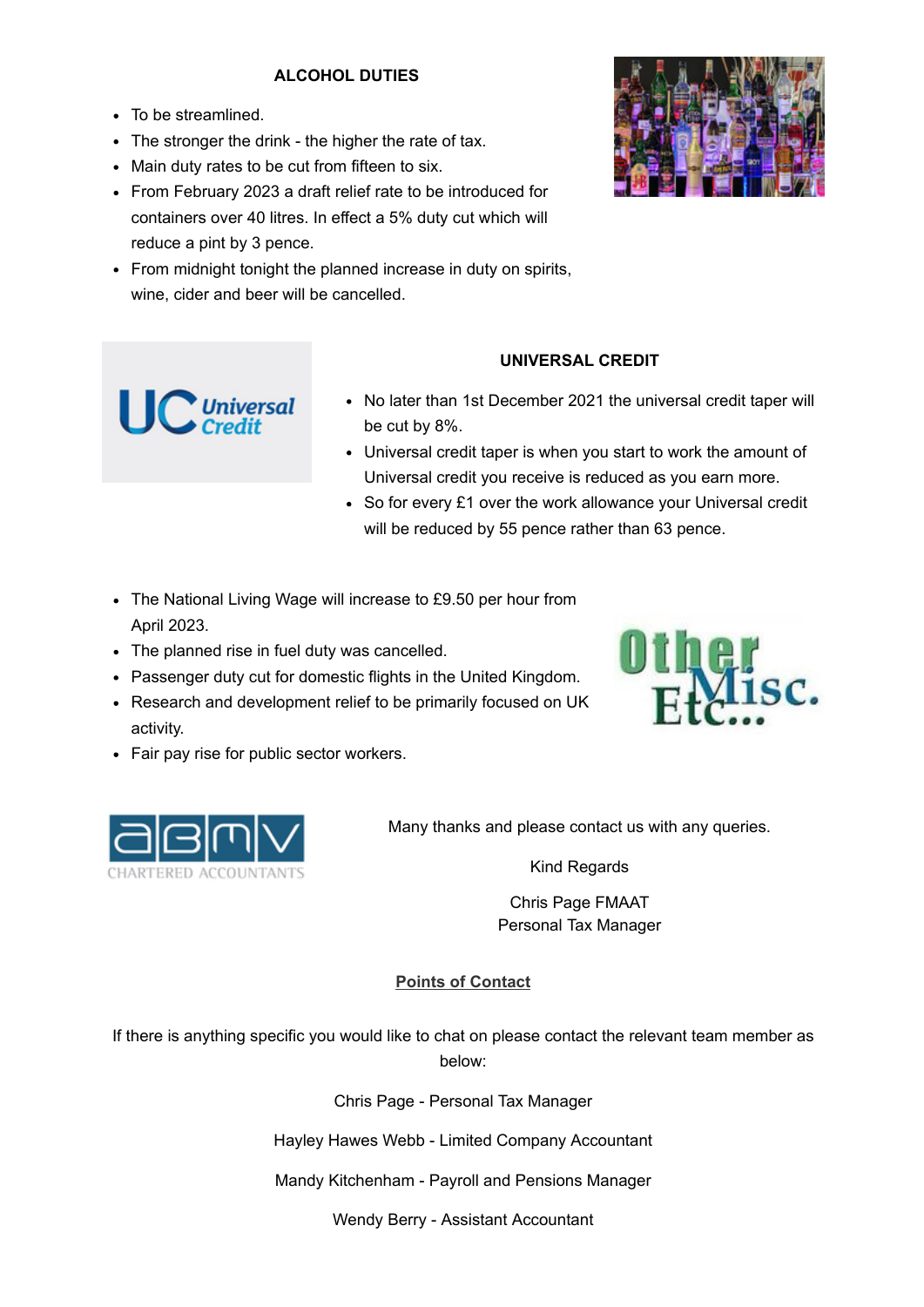**ALCOHOL DUTIES**

- To be streamlined.
- The stronger the drink - the higher the rate of tax.
- Main duty rates to be cut from fifteen to six.
- From February 2023 a draft relief rate to be introduced for containers over 40 litres. In effect a 5% duty cut which will reduce a pint by 3 pence.
- From midnight tonight the planned increase in duty on spirits, wine, cider and beer will be cancelled.

**UNIVERSAL CREDIT**

- No later than 1st December 2021 the universal credit taper will be cut by 8%.
- Universal credit taper is when you start to work the amount of Universal credit you receive is reduced as you earn more.
- So for every £1 over the work allowance your Universal credit will be reduced by 55 pence rather than 63 pence.

- The National Living Wage will increase to £9.50 per hour from April 2023.
- The planned rise in fuel duty was cancelled.
- Passenger duty cut for domestic flights in the United Kingdom.
- Research and development relief to be primarily focused on UK activity.
- Fair pay rise for public sector workers.

Many thanks and please contact us with any queries.

Kind Regards

Chris Page FMAAT
Personal Tax Manager

**Points of Contact**

If there is anything specific you would like to chat on please contact the relevant team member as below:

Chris Page - Personal Tax Manager

Hayley Hawes Webb - Limited Company Accountant

Mandy Kitchenham - Payroll and Pensions Manager

Wendy Berry - Assistant Accountant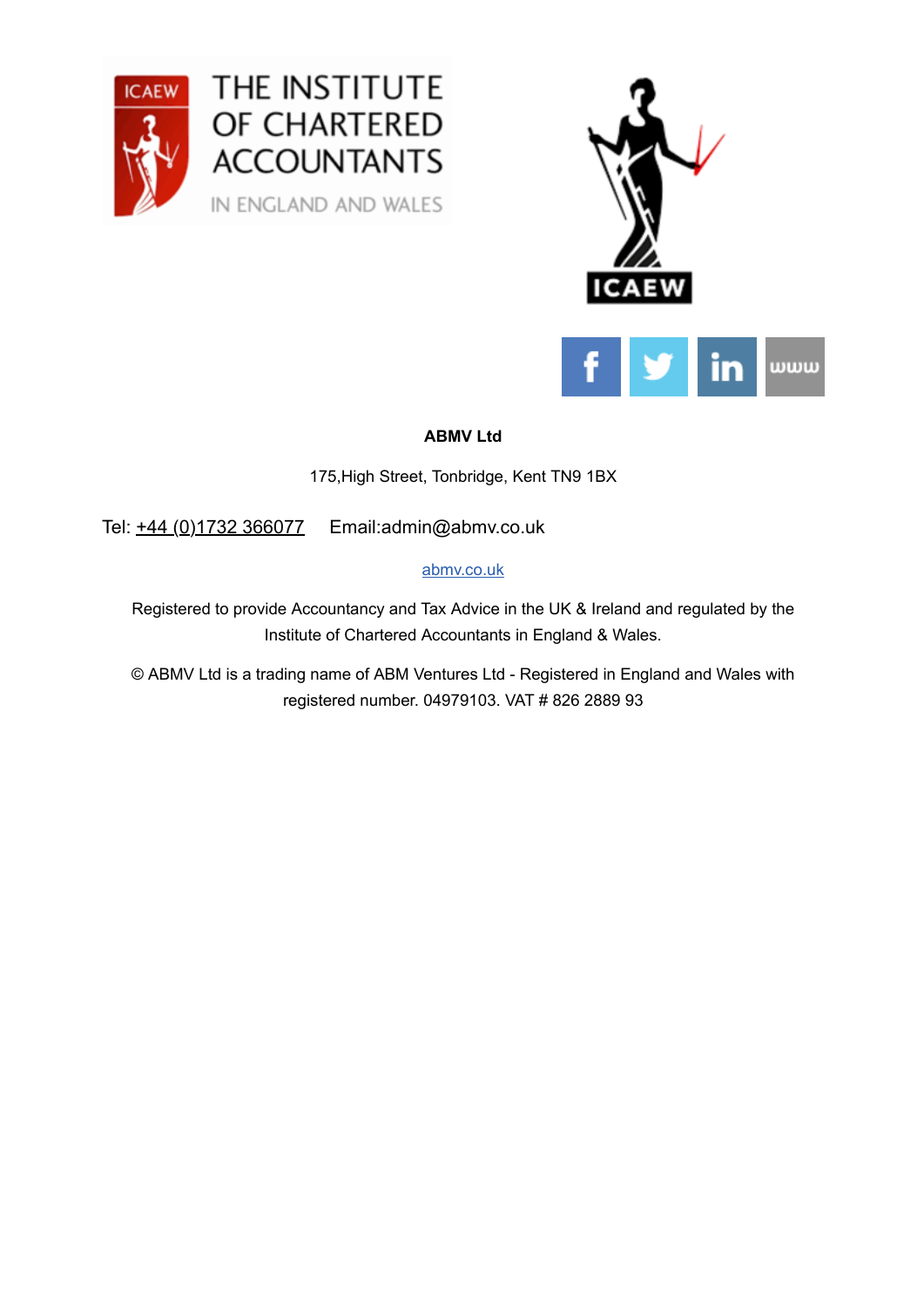THE INSTITUTE OF CHARTERED ACCOUNTANTS IN ENGLAND AND WALES

**ABMV Ltd**

175,High Street, Tonbridge, Kent TN9 1BX

Tel: +44 (0)1732 366077    Email:admin@abmv.co.uk

abmv.co.uk

Registered to provide Accountancy and Tax Advice in the UK & Ireland and regulated by the Institute of Chartered Accountants in England & Wales.

© ABMV Ltd is a trading name of ABM Ventures Ltd - Registered in England and Wales with registered number. 04979103. VAT # 826 2889 93